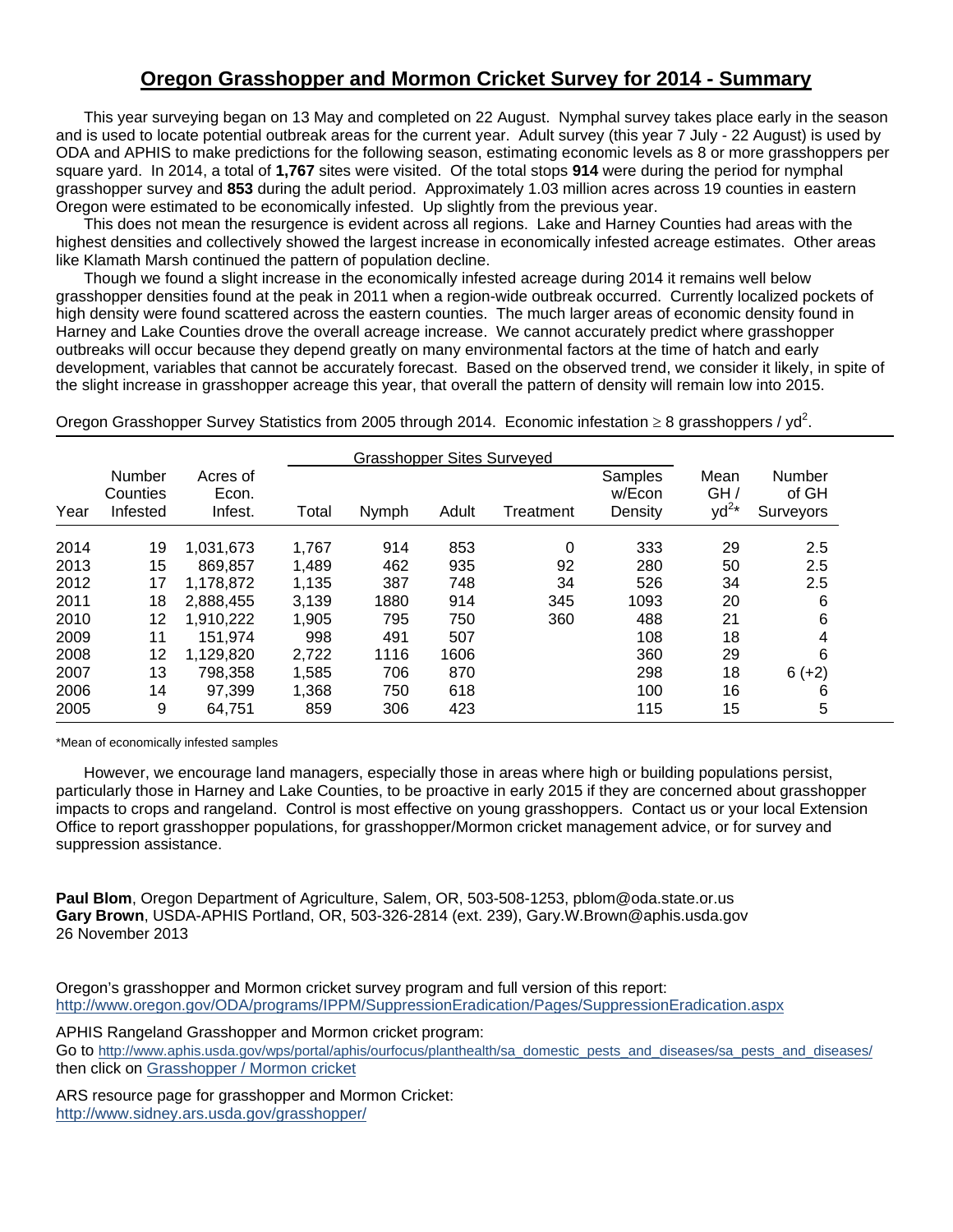# Oregon Grasshopper and Mormon Cricket Survey for 2014 - Summary

This year surveying began on 13 May and completed on 22 August. Nymphal survey takes place early in the season and is used to locate potential outbreak areas for the current year. Adult survey (this year 7 July - 22 August) is used by ODA and APHIS to make predictions for the following season, estimating economic levels as 8 or more grasshoppers per square yard. In 2014, a total of **1,767** sites were visited. Of the total stops **914** were during the period for nymphal grasshopper survey and **853** during the adult period. Approximately 1.03 million acres across 19 counties in eastern Oregon were estimated to be economically infested. Up slightly from the previous year.

This does not mean the resurgence is evident across all regions. Lake and Harney Counties had areas with the highest densities and collectively showed the largest increase in economically infested acreage estimates. Other areas like Klamath Marsh continued the pattern of population decline.

Though we found a slight increase in the economically infested acreage during 2014 it remains well below grasshopper densities found at the peak in 2011 when a region-wide outbreak occurred. Currently localized pockets of high density were found scattered across the eastern counties. The much larger areas of economic density found in Harney and Lake Counties drove the overall acreage increase. We cannot accurately predict where grasshopper outbreaks will occur because they depend greatly on many environmental factors at the time of hatch and early development, variables that cannot be accurately forecast. Based on the observed trend, we consider it likely, in spite of the slight increase in grasshopper acreage this year, that overall the pattern of density will remain low into 2015.

Oregon Grasshopper Survey Statistics from 2005 through 2014. Economic infestation $\geq$ 8 grasshoppers / yd$^2$.

| Year | Number Counties Infested | Acres of Econ. Infest. | Grasshopper Sites Surveyed | | | | Samples w/Econ Density | Mean GH / yd$^2$* | Number of GH Surveyors |
|---|---|---|---|---|---|---|---|---|---|
| | | | Total | Nymph | Adult | Treatment | | | |
| 2014 | 19 | 1,031,673 | 1,767 | 914 | 853 | 0 | 333 | 29 | 2.5 |
| 2013 | 15 | 869,857 | 1,489 | 462 | 935 | 92 | 280 | 50 | 2.5 |
| 2012 | 17 | 1,178,872 | 1,135 | 387 | 748 | 34 | 526 | 34 | 2.5 |
| 2011 | 18 | 2,888,455 | 3,139 | 1880 | 914 | 345 | 1093 | 20 | 6 |
| 2010 | 12 | 1,910,222 | 1,905 | 795 | 750 | 360 | 488 | 21 | 6 |
| 2009 | 11 | 151,974 | 998 | 491 | 507 | | 108 | 18 | 4 |
| 2008 | 12 | 1,129,820 | 2,722 | 1116 | 1606 | | 360 | 29 | 6 |
| 2007 | 13 | 798,358 | 1,585 | 706 | 870 | | 298 | 18 | 6 (+2) |
| 2006 | 14 | 97,399 | 1,368 | 750 | 618 | | 100 | 16 | 6 |
| 2005 | 9 | 64,751 | 859 | 306 | 423 | | 115 | 15 | 5 |

*Mean of economically infested samples

However, we encourage land managers, especially those in areas where high or building populations persist, particularly those in Harney and Lake Counties, to be proactive in early 2015 if they are concerned about grasshopper impacts to crops and rangeland. Control is most effective on young grasshoppers. Contact us or your local Extension Office to report grasshopper populations, for grasshopper/Mormon cricket management advice, or for survey and suppression assistance.

**Paul Blom**, Oregon Department of Agriculture, Salem, OR, 503-508-1253, pblom@oda.state.or.us
**Gary Brown**, USDA-APHIS Portland, OR, 503-326-2814 (ext. 239), Gary.W.Brown@aphis.usda.gov
26 November 2013

Oregon's grasshopper and Mormon cricket survey program and full version of this report:
http://www.oregon.gov/ODA/programs/IPPM/SuppressionEradication/Pages/SuppressionEradication.aspx

APHIS Rangeland Grasshopper and Mormon cricket program:
Go to http://www.aphis.usda.gov/wps/portal/aphis/ourfocus/planthealth/sa_domestic_pests_and_diseases/sa_pests_and_diseases/ then click on Grasshopper / Mormon cricket

ARS resource page for grasshopper and Mormon Cricket:
http://www.sidney.ars.usda.gov/grasshopper/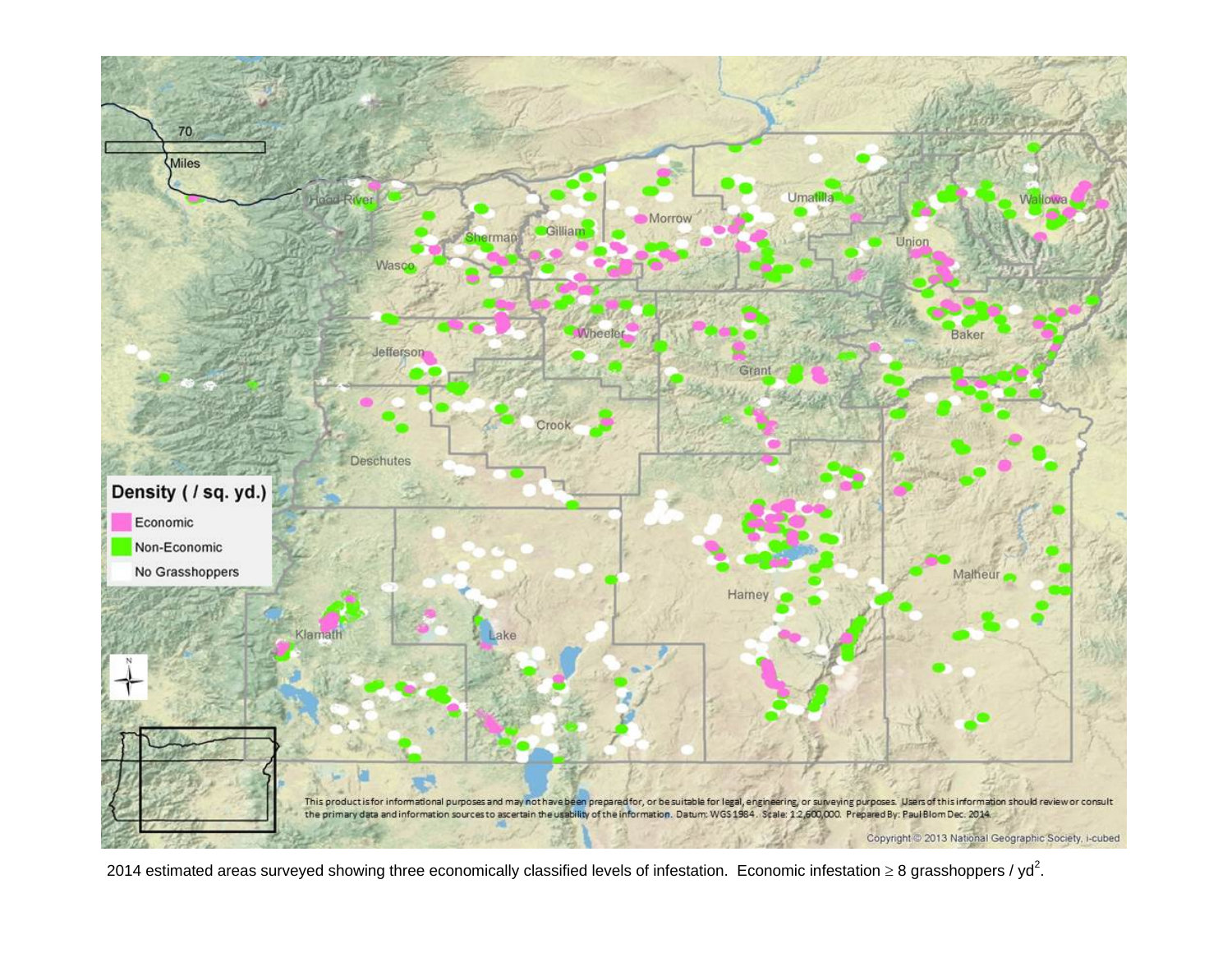70

Miles

Hood River

Wasco

Sherman

Gilliam

Morrow

Umatilla

Union

Wallowa

Jefferson

Wheeler

Grant

Baker

Crook

Deschutes

Harney

Malheur

Klamath

Lake

Density ( / sq. yd.)

Economic

Non-Economic

No Grasshoppers

This product is for informational purposes and may not have been prepared for, or be suitable for legal, engineering, or surveying purposes. Users of this information should review or consult the primary data and information sources to ascertain the usability of the information. Datum: WGS 1984. Scale: 1:2,600,000. Prepared By: Paul Blom Dec. 2014.

Copyright © 2013 National Geographic Society, i-cubed

2014 estimated areas surveyed showing three economically classified levels of infestation. Economic infestation ≥ 8 grasshoppers / $yd^2$.